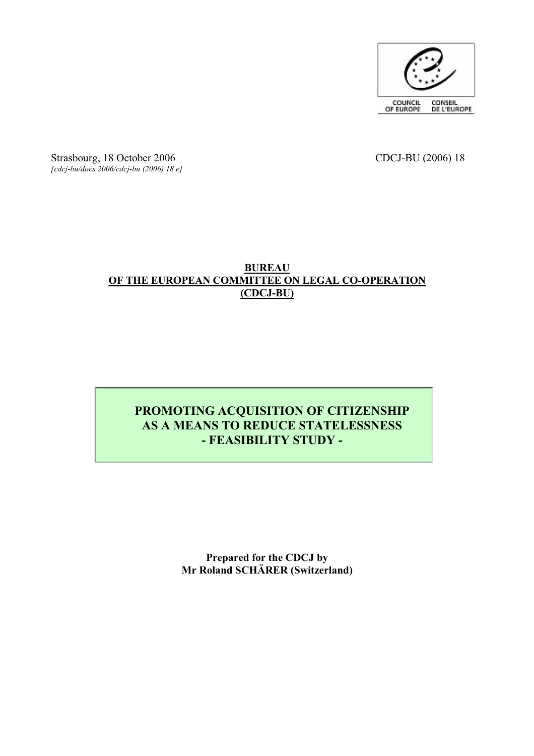COUNCIL OF EUROPE CONSEIL DE L'EUROPE

Strasbourg, 18 October 2006

*[cdcj-bu/docs 2006/cdcj-bu (2006) 18 e]*

CDCJ-BU (2006) 18

**BUREAU**
**OF THE EUROPEAN COMMITTEE ON LEGAL CO-OPERATION**
**(CDCJ-BU)**

# PROMOTING ACQUISITION OF CITIZENSHIP AS A MEANS TO REDUCE STATELESSNESS - FEASIBILITY STUDY -

**Prepared for the CDCJ by**
**Mr Roland SCHÄRER (Switzerland)**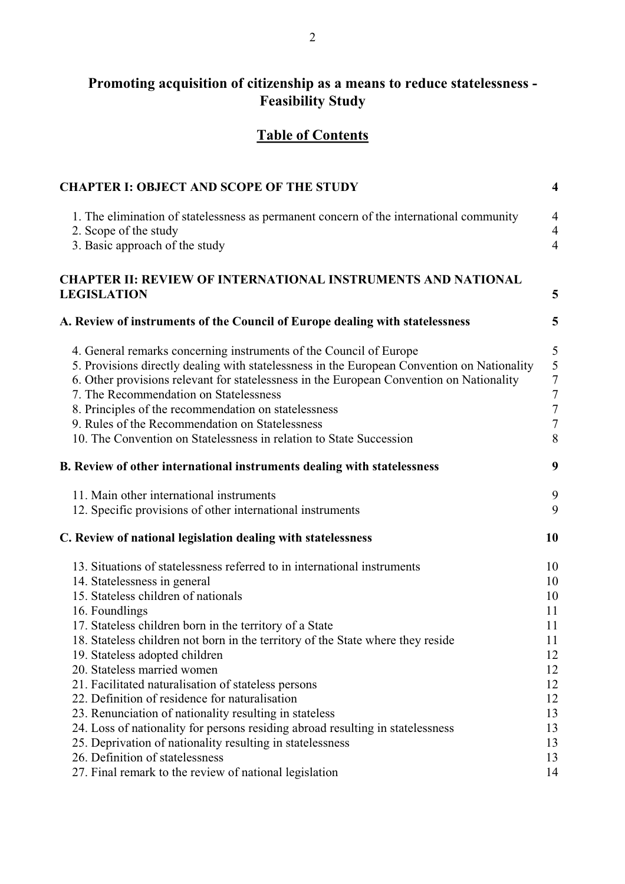# Promoting acquisition of citizenship as a means to reduce statelessness - Feasibility Study

## Table of Contents

| | |
|---|---|
| **CHAPTER I: OBJECT AND SCOPE OF THE STUDY** | **4** |
| 1. The elimination of statelessness as permanent concern of the international community | 4 |
| 2. Scope of the study | 4 |
| 3. Basic approach of the study | 4 |
| **CHAPTER II: REVIEW OF INTERNATIONAL INSTRUMENTS AND NATIONAL LEGISLATION** | **5** |
| **A. Review of instruments of the Council of Europe dealing with statelessness** | **5** |
| 4. General remarks concerning instruments of the Council of Europe | 5 |
| 5. Provisions directly dealing with statelessness in the European Convention on Nationality | 5 |
| 6. Other provisions relevant for statelessness in the European Convention on Nationality | 7 |
| 7. The Recommendation on Statelessness | 7 |
| 8. Principles of the recommendation on statelessness | 7 |
| 9. Rules of the Recommendation on Statelessness | 7 |
| 10. The Convention on Statelessness in relation to State Succession | 8 |
| **B. Review of other international instruments dealing with statelessness** | **9** |
| 11. Main other international instruments | 9 |
| 12. Specific provisions of other international instruments | 9 |
| **C. Review of national legislation dealing with statelessness** | **10** |
| 13. Situations of statelessness referred to in international instruments | 10 |
| 14. Statelessness in general | 10 |
| 15. Stateless children of nationals | 10 |
| 16. Foundlings | 11 |
| 17. Stateless children born in the territory of a State | 11 |
| 18. Stateless children not born in the territory of the State where they reside | 11 |
| 19. Stateless adopted children | 12 |
| 20. Stateless married women | 12 |
| 21. Facilitated naturalisation of stateless persons | 12 |
| 22. Definition of residence for naturalisation | 12 |
| 23. Renunciation of nationality resulting in stateless | 13 |
| 24. Loss of nationality for persons residing abroad resulting in statelessness | 13 |
| 25. Deprivation of nationality resulting in statelessness | 13 |
| 26. Definition of statelessness | 13 |
| 27. Final remark to the review of national legislation | 14 |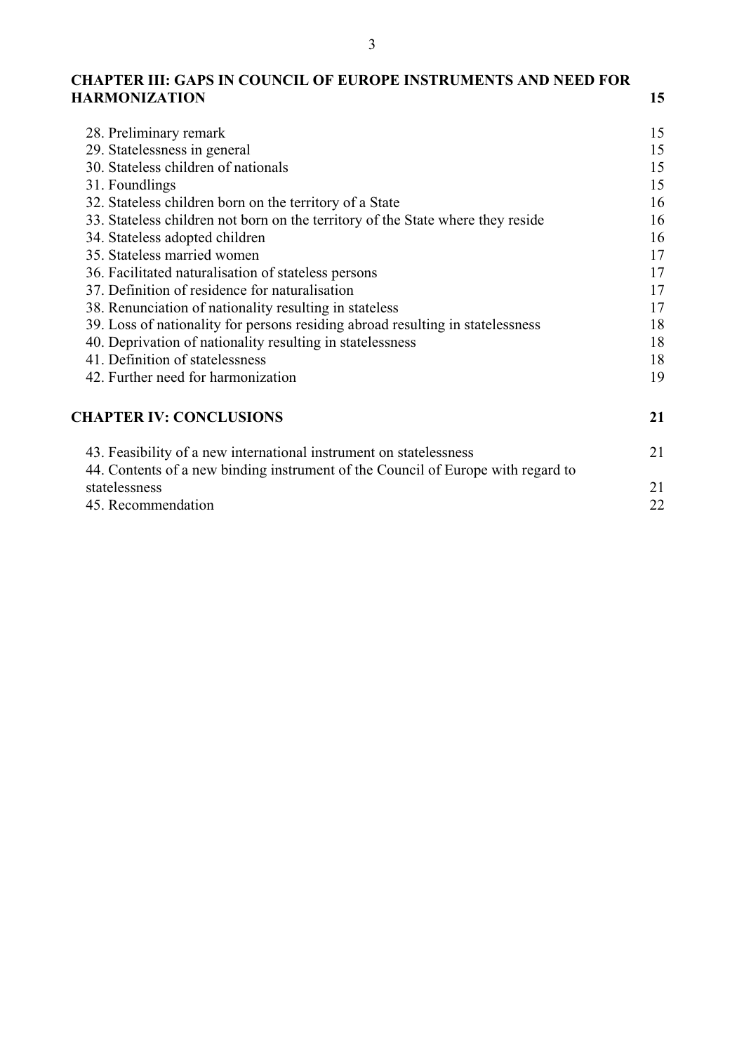**CHAPTER III: GAPS IN COUNCIL OF EUROPE INSTRUMENTS AND NEED FOR HARMONIZATION** **15**

| | |
|---|---|
| 28. Preliminary remark | 15 |
| 29. Statelessness in general | 15 |
| 30. Stateless children of nationals | 15 |
| 31. Foundlings | 15 |
| 32. Stateless children born on the territory of a State | 16 |
| 33. Stateless children not born on the territory of the State where they reside | 16 |
| 34. Stateless adopted children | 16 |
| 35. Stateless married women | 17 |
| 36. Facilitated naturalisation of stateless persons | 17 |
| 37. Definition of residence for naturalisation | 17 |
| 38. Renunciation of nationality resulting in stateless | 17 |
| 39. Loss of nationality for persons residing abroad resulting in statelessness | 18 |
| 40. Deprivation of nationality resulting in statelessness | 18 |
| 41. Definition of statelessness | 18 |
| 42. Further need for harmonization | 19 |

**CHAPTER IV: CONCLUSIONS** **21**

| | |
|---|---|
| 43. Feasibility of a new international instrument on statelessness | 21 |
| 44. Contents of a new binding instrument of the Council of Europe with regard to statelessness | 21 |
| 45. Recommendation | 22 |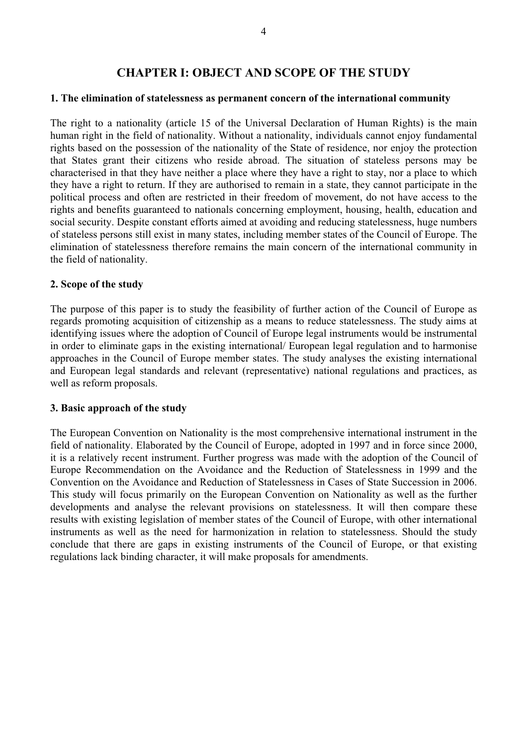# CHAPTER I: OBJECT AND SCOPE OF THE STUDY

### 1. The elimination of statelessness as permanent concern of the international community

The right to a nationality (article 15 of the Universal Declaration of Human Rights) is the main human right in the field of nationality. Without a nationality, individuals cannot enjoy fundamental rights based on the possession of the nationality of the State of residence, nor enjoy the protection that States grant their citizens who reside abroad. The situation of stateless persons may be characterised in that they have neither a place where they have a right to stay, nor a place to which they have a right to return. If they are authorised to remain in a state, they cannot participate in the political process and often are restricted in their freedom of movement, do not have access to the rights and benefits guaranteed to nationals concerning employment, housing, health, education and social security. Despite constant efforts aimed at avoiding and reducing statelessness, huge numbers of stateless persons still exist in many states, including member states of the Council of Europe. The elimination of statelessness therefore remains the main concern of the international community in the field of nationality.

### 2. Scope of the study

The purpose of this paper is to study the feasibility of further action of the Council of Europe as regards promoting acquisition of citizenship as a means to reduce statelessness. The study aims at identifying issues where the adoption of Council of Europe legal instruments would be instrumental in order to eliminate gaps in the existing international/ European legal regulation and to harmonise approaches in the Council of Europe member states. The study analyses the existing international and European legal standards and relevant (representative) national regulations and practices, as well as reform proposals.

### 3. Basic approach of the study

The European Convention on Nationality is the most comprehensive international instrument in the field of nationality. Elaborated by the Council of Europe, adopted in 1997 and in force since 2000, it is a relatively recent instrument. Further progress was made with the adoption of the Council of Europe Recommendation on the Avoidance and the Reduction of Statelessness in 1999 and the Convention on the Avoidance and Reduction of Statelessness in Cases of State Succession in 2006. This study will focus primarily on the European Convention on Nationality as well as the further developments and analyse the relevant provisions on statelessness. It will then compare these results with existing legislation of member states of the Council of Europe, with other international instruments as well as the need for harmonization in relation to statelessness. Should the study conclude that there are gaps in existing instruments of the Council of Europe, or that existing regulations lack binding character, it will make proposals for amendments.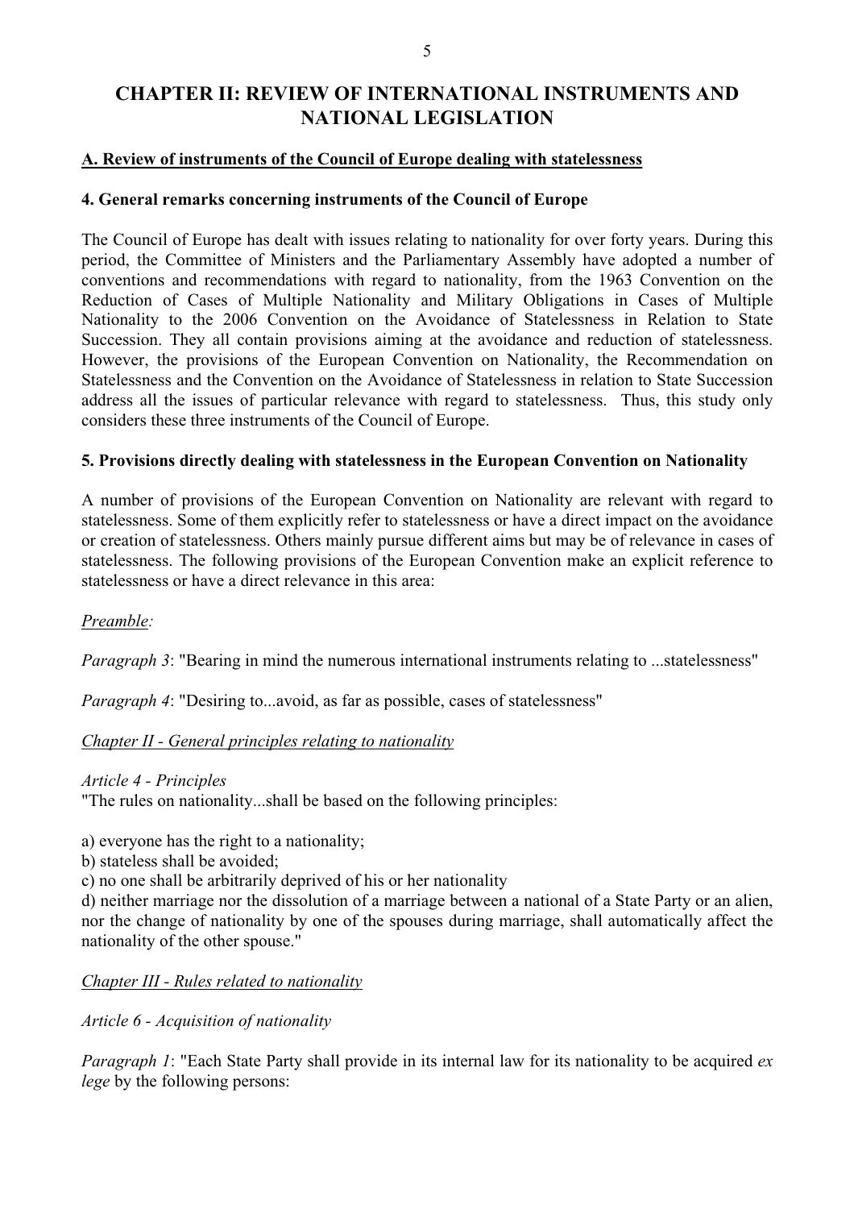# CHAPTER II: REVIEW OF INTERNATIONAL INSTRUMENTS AND NATIONAL LEGISLATION

## A. Review of instruments of the Council of Europe dealing with statelessness

### 4. General remarks concerning instruments of the Council of Europe

The Council of Europe has dealt with issues relating to nationality for over forty years. During this period, the Committee of Ministers and the Parliamentary Assembly have adopted a number of conventions and recommendations with regard to nationality, from the 1963 Convention on the Reduction of Cases of Multiple Nationality and Military Obligations in Cases of Multiple Nationality to the 2006 Convention on the Avoidance of Statelessness in Relation to State Succession. They all contain provisions aiming at the avoidance and reduction of statelessness. However, the provisions of the European Convention on Nationality, the Recommendation on Statelessness and the Convention on the Avoidance of Statelessness in relation to State Succession address all the issues of particular relevance with regard to statelessness. Thus, this study only considers these three instruments of the Council of Europe.

### 5. Provisions directly dealing with statelessness in the European Convention on Nationality

A number of provisions of the European Convention on Nationality are relevant with regard to statelessness. Some of them explicitly refer to statelessness or have a direct impact on the avoidance or creation of statelessness. Others mainly pursue different aims but may be of relevance in cases of statelessness. The following provisions of the European Convention make an explicit reference to statelessness or have a direct relevance in this area:

*Preamble:*

*Paragraph 3*: "Bearing in mind the numerous international instruments relating to ...statelessness"

*Paragraph 4*: "Desiring to...avoid, as far as possible, cases of statelessness"

*Chapter II - General principles relating to nationality*

*Article 4 - Principles*
"The rules on nationality...shall be based on the following principles:

a) everyone has the right to a nationality;
b) stateless shall be avoided;
c) no one shall be arbitrarily deprived of his or her nationality
d) neither marriage nor the dissolution of a marriage between a national of a State Party or an alien, nor the change of nationality by one of the spouses during marriage, shall automatically affect the nationality of the other spouse."

*Chapter III - Rules related to nationality*

*Article 6 - Acquisition of nationality*

*Paragraph 1*: "Each State Party shall provide in its internal law for its nationality to be acquired *ex lege* by the following persons: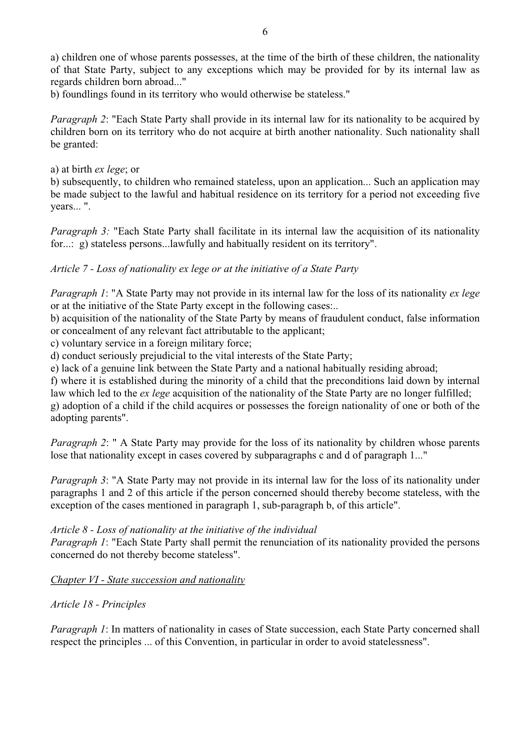a) children one of whose parents possesses, at the time of the birth of these children, the nationality of that State Party, subject to any exceptions which may be provided for by its internal law as regards children born abroad..."

b) foundlings found in its territory who would otherwise be stateless."

*Paragraph 2*: "Each State Party shall provide in its internal law for its nationality to be acquired by children born on its territory who do not acquire at birth another nationality. Such nationality shall be granted:

a) at birth *ex lege*; or

b) subsequently, to children who remained stateless, upon an application... Such an application may be made subject to the lawful and habitual residence on its territory for a period not exceeding five years... ".

*Paragraph 3:* "Each State Party shall facilitate in its internal law the acquisition of its nationality for...: g) stateless persons...lawfully and habitually resident on its territory".

*Article 7 - Loss of nationality ex lege or at the initiative of a State Party*

*Paragraph 1*: "A State Party may not provide in its internal law for the loss of its nationality *ex lege* or at the initiative of the State Party except in the following cases:..

b) acquisition of the nationality of the State Party by means of fraudulent conduct, false information or concealment of any relevant fact attributable to the applicant;

c) voluntary service in a foreign military force;

d) conduct seriously prejudicial to the vital interests of the State Party;

e) lack of a genuine link between the State Party and a national habitually residing abroad;

f) where it is established during the minority of a child that the preconditions laid down by internal law which led to the *ex lege* acquisition of the nationality of the State Party are no longer fulfilled;

g) adoption of a child if the child acquires or possesses the foreign nationality of one or both of the adopting parents".

*Paragraph 2*: " A State Party may provide for the loss of its nationality by children whose parents lose that nationality except in cases covered by subparagraphs c and d of paragraph 1..."

*Paragraph 3*: "A State Party may not provide in its internal law for the loss of its nationality under paragraphs 1 and 2 of this article if the person concerned should thereby become stateless, with the exception of the cases mentioned in paragraph 1, sub-paragraph b, of this article".

*Article 8 - Loss of nationality at the initiative of the individual*

*Paragraph 1*: "Each State Party shall permit the renunciation of its nationality provided the persons concerned do not thereby become stateless".

*Chapter VI - State succession and nationality*

*Article 18 - Principles*

*Paragraph 1*: In matters of nationality in cases of State succession, each State Party concerned shall respect the principles ... of this Convention, in particular in order to avoid statelessness".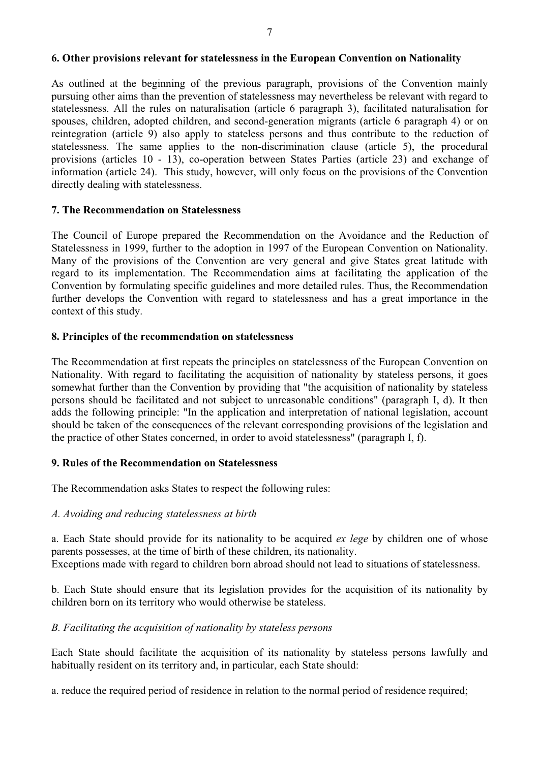### 6. Other provisions relevant for statelessness in the European Convention on Nationality

As outlined at the beginning of the previous paragraph, provisions of the Convention mainly pursuing other aims than the prevention of statelessness may nevertheless be relevant with regard to statelessness. All the rules on naturalisation (article 6 paragraph 3), facilitated naturalisation for spouses, children, adopted children, and second-generation migrants (article 6 paragraph 4) or on reintegration (article 9) also apply to stateless persons and thus contribute to the reduction of statelessness. The same applies to the non-discrimination clause (article 5), the procedural provisions (articles 10 - 13), co-operation between States Parties (article 23) and exchange of information (article 24). This study, however, will only focus on the provisions of the Convention directly dealing with statelessness.

### 7. The Recommendation on Statelessness

The Council of Europe prepared the Recommendation on the Avoidance and the Reduction of Statelessness in 1999, further to the adoption in 1997 of the European Convention on Nationality. Many of the provisions of the Convention are very general and give States great latitude with regard to its implementation. The Recommendation aims at facilitating the application of the Convention by formulating specific guidelines and more detailed rules. Thus, the Recommendation further develops the Convention with regard to statelessness and has a great importance in the context of this study.

### 8. Principles of the recommendation on statelessness

The Recommendation at first repeats the principles on statelessness of the European Convention on Nationality. With regard to facilitating the acquisition of nationality by stateless persons, it goes somewhat further than the Convention by providing that "the acquisition of nationality by stateless persons should be facilitated and not subject to unreasonable conditions" (paragraph I, d). It then adds the following principle: "In the application and interpretation of national legislation, account should be taken of the consequences of the relevant corresponding provisions of the legislation and the practice of other States concerned, in order to avoid statelessness" (paragraph I, f).

### 9. Rules of the Recommendation on Statelessness

The Recommendation asks States to respect the following rules:

*A. Avoiding and reducing statelessness at birth*

a. Each State should provide for its nationality to be acquired *ex lege* by children one of whose parents possesses, at the time of birth of these children, its nationality.
Exceptions made with regard to children born abroad should not lead to situations of statelessness.

b. Each State should ensure that its legislation provides for the acquisition of its nationality by children born on its territory who would otherwise be stateless.

*B. Facilitating the acquisition of nationality by stateless persons*

Each State should facilitate the acquisition of its nationality by stateless persons lawfully and habitually resident on its territory and, in particular, each State should:

a. reduce the required period of residence in relation to the normal period of residence required;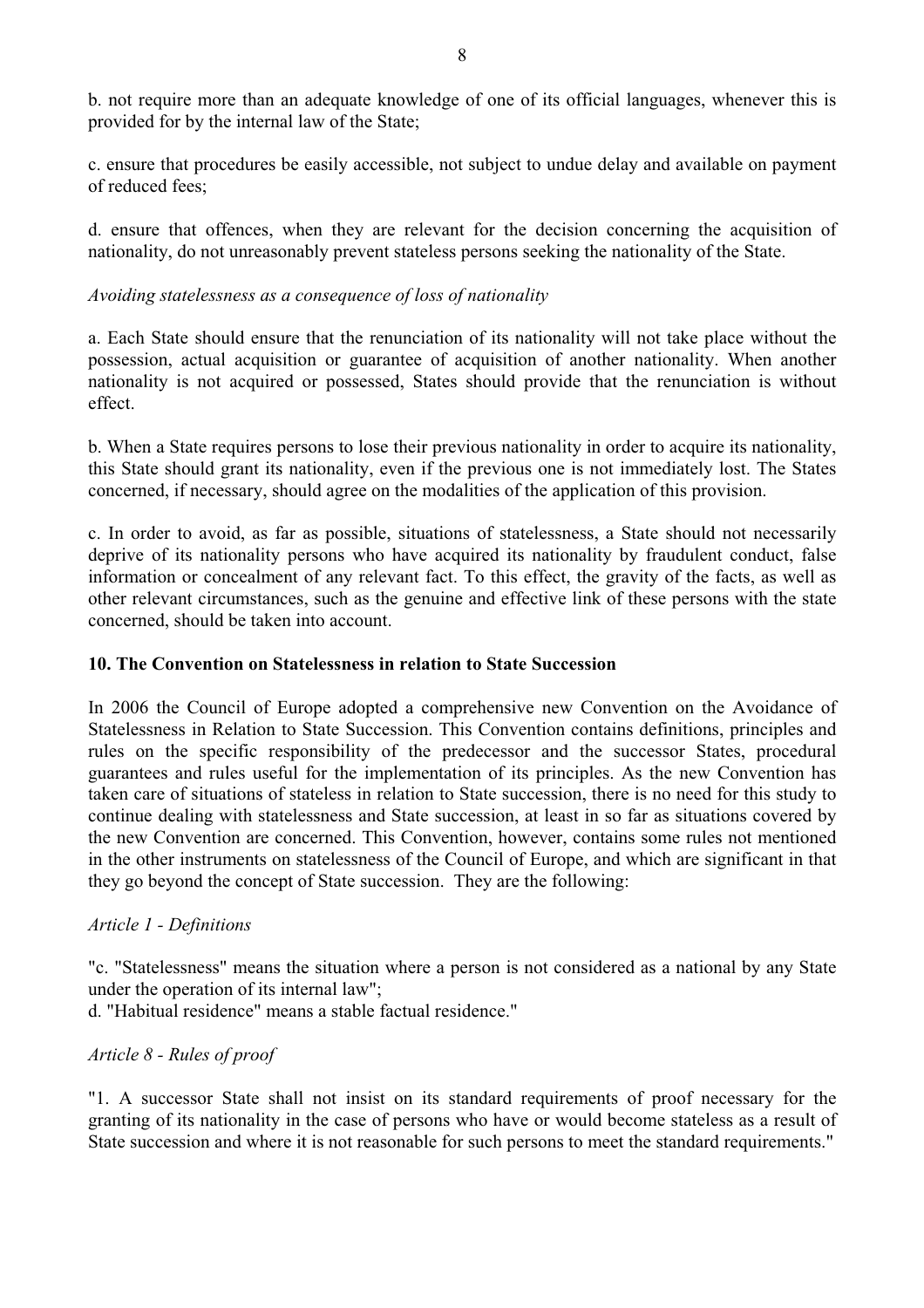b. not require more than an adequate knowledge of one of its official languages, whenever this is provided for by the internal law of the State;

c. ensure that procedures be easily accessible, not subject to undue delay and available on payment of reduced fees;

d. ensure that offences, when they are relevant for the decision concerning the acquisition of nationality, do not unreasonably prevent stateless persons seeking the nationality of the State.

*Avoiding statelessness as a consequence of loss of nationality*

a. Each State should ensure that the renunciation of its nationality will not take place without the possession, actual acquisition or guarantee of acquisition of another nationality. When another nationality is not acquired or possessed, States should provide that the renunciation is without effect.

b. When a State requires persons to lose their previous nationality in order to acquire its nationality, this State should grant its nationality, even if the previous one is not immediately lost. The States concerned, if necessary, should agree on the modalities of the application of this provision.

c. In order to avoid, as far as possible, situations of statelessness, a State should not necessarily deprive of its nationality persons who have acquired its nationality by fraudulent conduct, false information or concealment of any relevant fact. To this effect, the gravity of the facts, as well as other relevant circumstances, such as the genuine and effective link of these persons with the state concerned, should be taken into account.

**10. The Convention on Statelessness in relation to State Succession**

In 2006 the Council of Europe adopted a comprehensive new Convention on the Avoidance of Statelessness in Relation to State Succession. This Convention contains definitions, principles and rules on the specific responsibility of the predecessor and the successor States, procedural guarantees and rules useful for the implementation of its principles. As the new Convention has taken care of situations of stateless in relation to State succession, there is no need for this study to continue dealing with statelessness and State succession, at least in so far as situations covered by the new Convention are concerned. This Convention, however, contains some rules not mentioned in the other instruments on statelessness of the Council of Europe, and which are significant in that they go beyond the concept of State succession. They are the following:

*Article 1 - Definitions*

"c. "Statelessness" means the situation where a person is not considered as a national by any State under the operation of its internal law";
d. "Habitual residence" means a stable factual residence."

*Article 8 - Rules of proof*

"1. A successor State shall not insist on its standard requirements of proof necessary for the granting of its nationality in the case of persons who have or would become stateless as a result of State succession and where it is not reasonable for such persons to meet the standard requirements."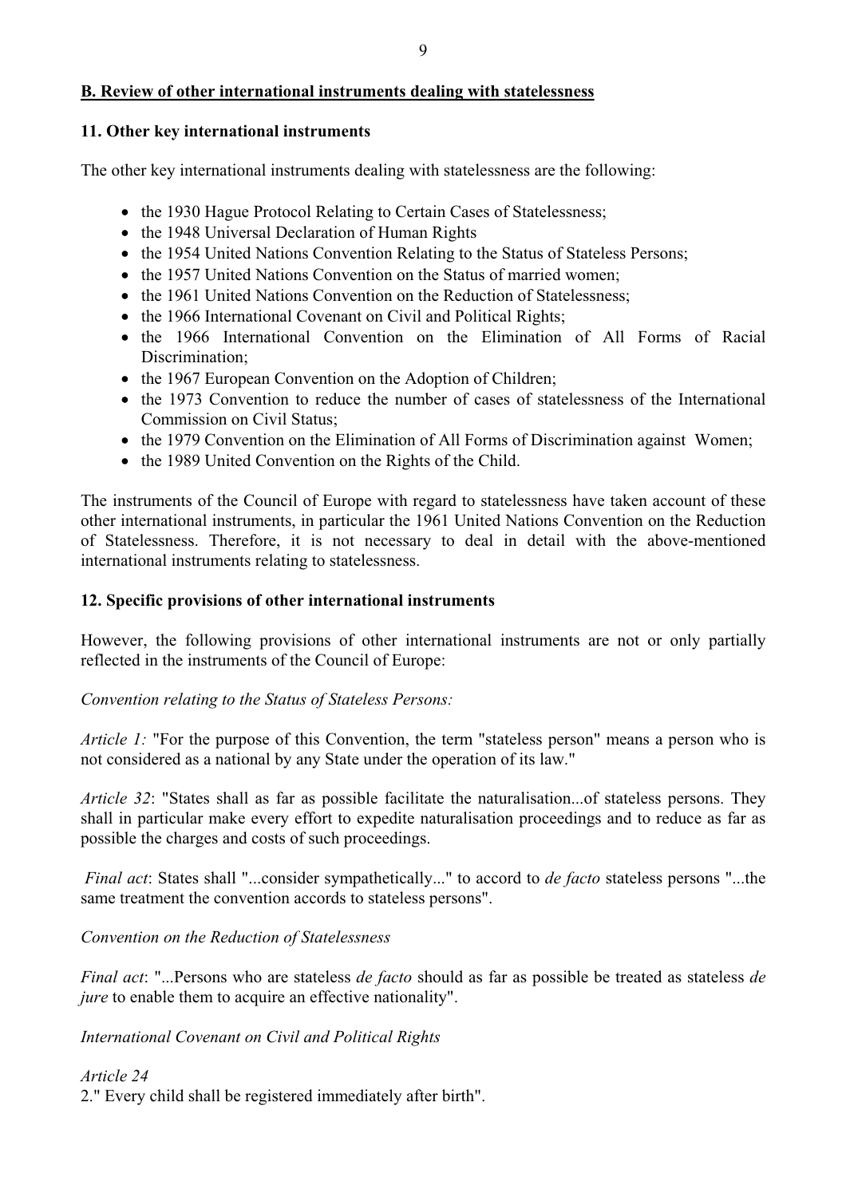**B. Review of other international instruments dealing with statelessness**

**11. Other key international instruments**

The other key international instruments dealing with statelessness are the following:

- the 1930 Hague Protocol Relating to Certain Cases of Statelessness;
- the 1948 Universal Declaration of Human Rights
- the 1954 United Nations Convention Relating to the Status of Stateless Persons;
- the 1957 United Nations Convention on the Status of married women;
- the 1961 United Nations Convention on the Reduction of Statelessness;
- the 1966 International Covenant on Civil and Political Rights;
- the 1966 International Convention on the Elimination of All Forms of Racial Discrimination;
- the 1967 European Convention on the Adoption of Children;
- the 1973 Convention to reduce the number of cases of statelessness of the International Commission on Civil Status;
- the 1979 Convention on the Elimination of All Forms of Discrimination against Women;
- the 1989 United Convention on the Rights of the Child.

The instruments of the Council of Europe with regard to statelessness have taken account of these other international instruments, in particular the 1961 United Nations Convention on the Reduction of Statelessness. Therefore, it is not necessary to deal in detail with the above-mentioned international instruments relating to statelessness.

**12. Specific provisions of other international instruments**

However, the following provisions of other international instruments are not or only partially reflected in the instruments of the Council of Europe:

*Convention relating to the Status of Stateless Persons:*

*Article 1:* "For the purpose of this Convention, the term "stateless person" means a person who is not considered as a national by any State under the operation of its law."

*Article 32*: "States shall as far as possible facilitate the naturalisation...of stateless persons. They shall in particular make every effort to expedite naturalisation proceedings and to reduce as far as possible the charges and costs of such proceedings.

*Final act*: States shall "...consider sympathetically..." to accord to *de facto* stateless persons "...the same treatment the convention accords to stateless persons".

*Convention on the Reduction of Statelessness*

*Final act*: "...Persons who are stateless *de facto* should as far as possible be treated as stateless *de jure* to enable them to acquire an effective nationality".

*International Covenant on Civil and Political Rights*

*Article 24*

2." Every child shall be registered immediately after birth".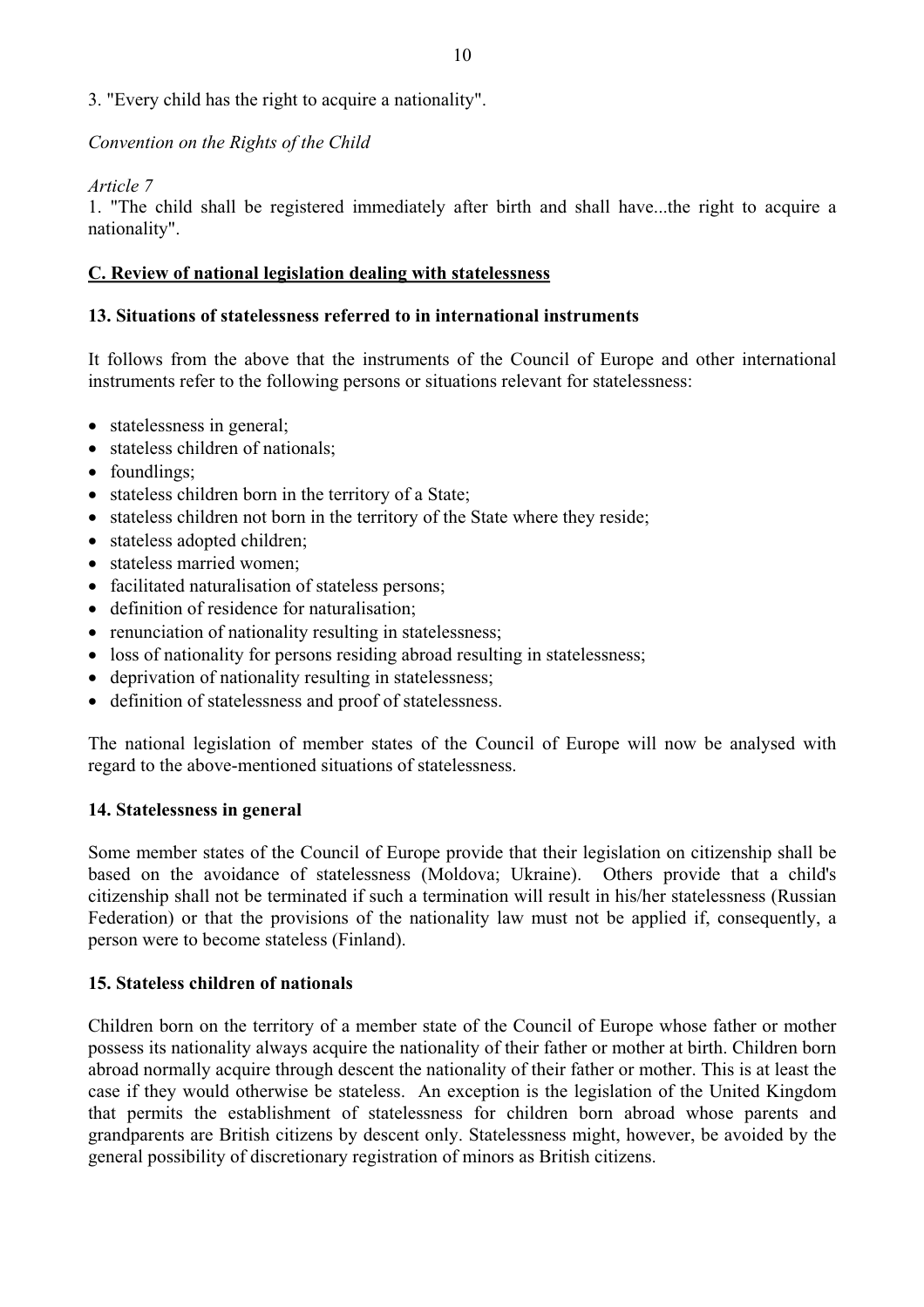3. "Every child has the right to acquire a nationality".

*Convention on the Rights of the Child*

*Article 7*

1. "The child shall be registered immediately after birth and shall have...the right to acquire a nationality".

## C. Review of national legislation dealing with statelessness

### 13. Situations of statelessness referred to in international instruments

It follows from the above that the instruments of the Council of Europe and other international instruments refer to the following persons or situations relevant for statelessness:

- statelessness in general;
- stateless children of nationals;
- foundlings;
- stateless children born in the territory of a State;
- stateless children not born in the territory of the State where they reside;
- stateless adopted children;
- stateless married women;
- facilitated naturalisation of stateless persons;
- definition of residence for naturalisation;
- renunciation of nationality resulting in statelessness;
- loss of nationality for persons residing abroad resulting in statelessness;
- deprivation of nationality resulting in statelessness;
- definition of statelessness and proof of statelessness.

The national legislation of member states of the Council of Europe will now be analysed with regard to the above-mentioned situations of statelessness.

### 14. Statelessness in general

Some member states of the Council of Europe provide that their legislation on citizenship shall be based on the avoidance of statelessness (Moldova; Ukraine). Others provide that a child's citizenship shall not be terminated if such a termination will result in his/her statelessness (Russian Federation) or that the provisions of the nationality law must not be applied if, consequently, a person were to become stateless (Finland).

### 15. Stateless children of nationals

Children born on the territory of a member state of the Council of Europe whose father or mother possess its nationality always acquire the nationality of their father or mother at birth. Children born abroad normally acquire through descent the nationality of their father or mother. This is at least the case if they would otherwise be stateless. An exception is the legislation of the United Kingdom that permits the establishment of statelessness for children born abroad whose parents and grandparents are British citizens by descent only. Statelessness might, however, be avoided by the general possibility of discretionary registration of minors as British citizens.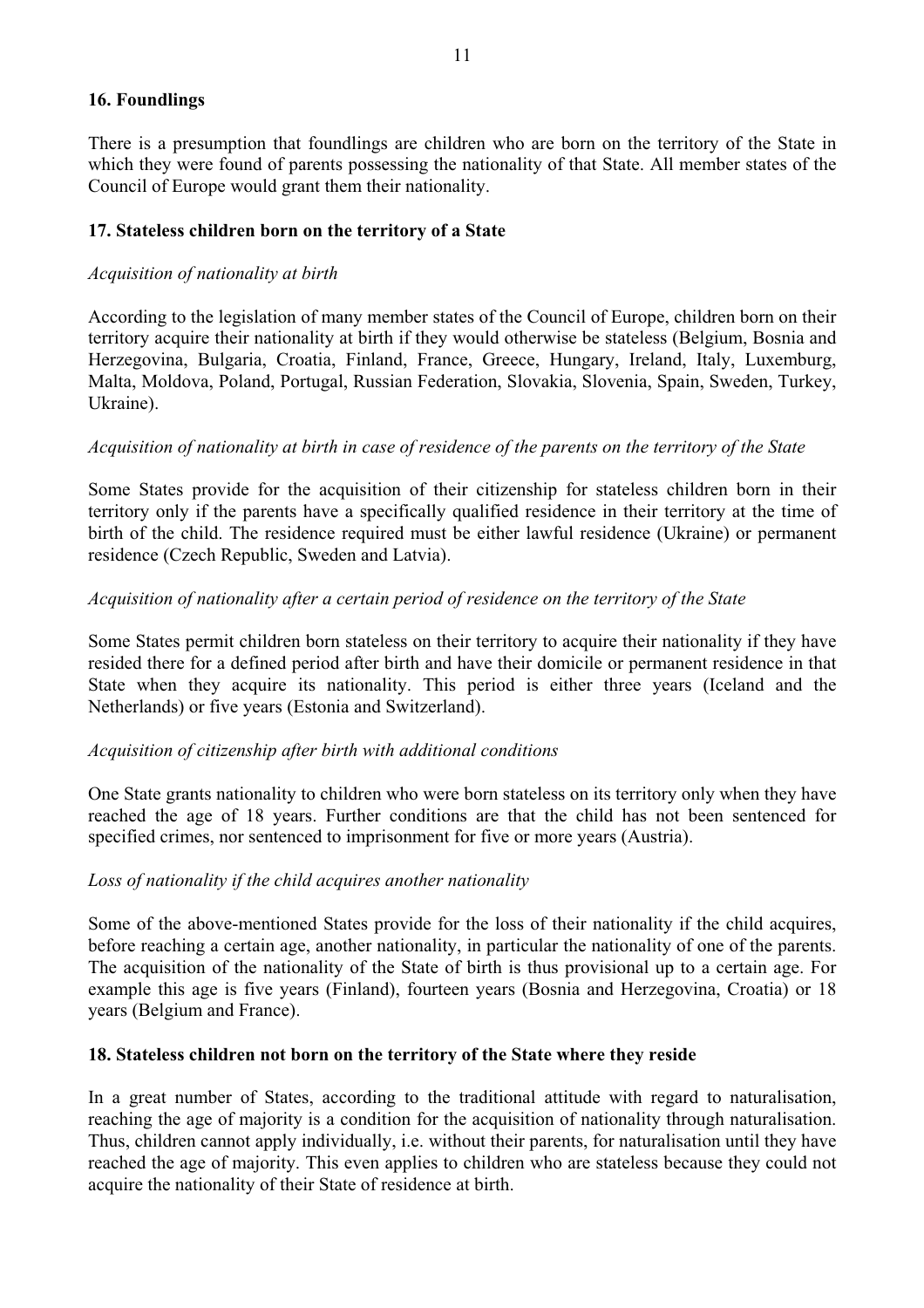### 16. Foundlings

There is a presumption that foundlings are children who are born on the territory of the State in which they were found of parents possessing the nationality of that State. All member states of the Council of Europe would grant them their nationality.

### 17. Stateless children born on the territory of a State

*Acquisition of nationality at birth*

According to the legislation of many member states of the Council of Europe, children born on their territory acquire their nationality at birth if they would otherwise be stateless (Belgium, Bosnia and Herzegovina, Bulgaria, Croatia, Finland, France, Greece, Hungary, Ireland, Italy, Luxemburg, Malta, Moldova, Poland, Portugal, Russian Federation, Slovakia, Slovenia, Spain, Sweden, Turkey, Ukraine).

*Acquisition of nationality at birth in case of residence of the parents on the territory of the State*

Some States provide for the acquisition of their citizenship for stateless children born in their territory only if the parents have a specifically qualified residence in their territory at the time of birth of the child. The residence required must be either lawful residence (Ukraine) or permanent residence (Czech Republic, Sweden and Latvia).

*Acquisition of nationality after a certain period of residence on the territory of the State*

Some States permit children born stateless on their territory to acquire their nationality if they have resided there for a defined period after birth and have their domicile or permanent residence in that State when they acquire its nationality. This period is either three years (Iceland and the Netherlands) or five years (Estonia and Switzerland).

*Acquisition of citizenship after birth with additional conditions*

One State grants nationality to children who were born stateless on its territory only when they have reached the age of 18 years. Further conditions are that the child has not been sentenced for specified crimes, nor sentenced to imprisonment for five or more years (Austria).

*Loss of nationality if the child acquires another nationality*

Some of the above-mentioned States provide for the loss of their nationality if the child acquires, before reaching a certain age, another nationality, in particular the nationality of one of the parents. The acquisition of the nationality of the State of birth is thus provisional up to a certain age. For example this age is five years (Finland), fourteen years (Bosnia and Herzegovina, Croatia) or 18 years (Belgium and France).

### 18. Stateless children not born on the territory of the State where they reside

In a great number of States, according to the traditional attitude with regard to naturalisation, reaching the age of majority is a condition for the acquisition of nationality through naturalisation. Thus, children cannot apply individually, i.e. without their parents, for naturalisation until they have reached the age of majority. This even applies to children who are stateless because they could not acquire the nationality of their State of residence at birth.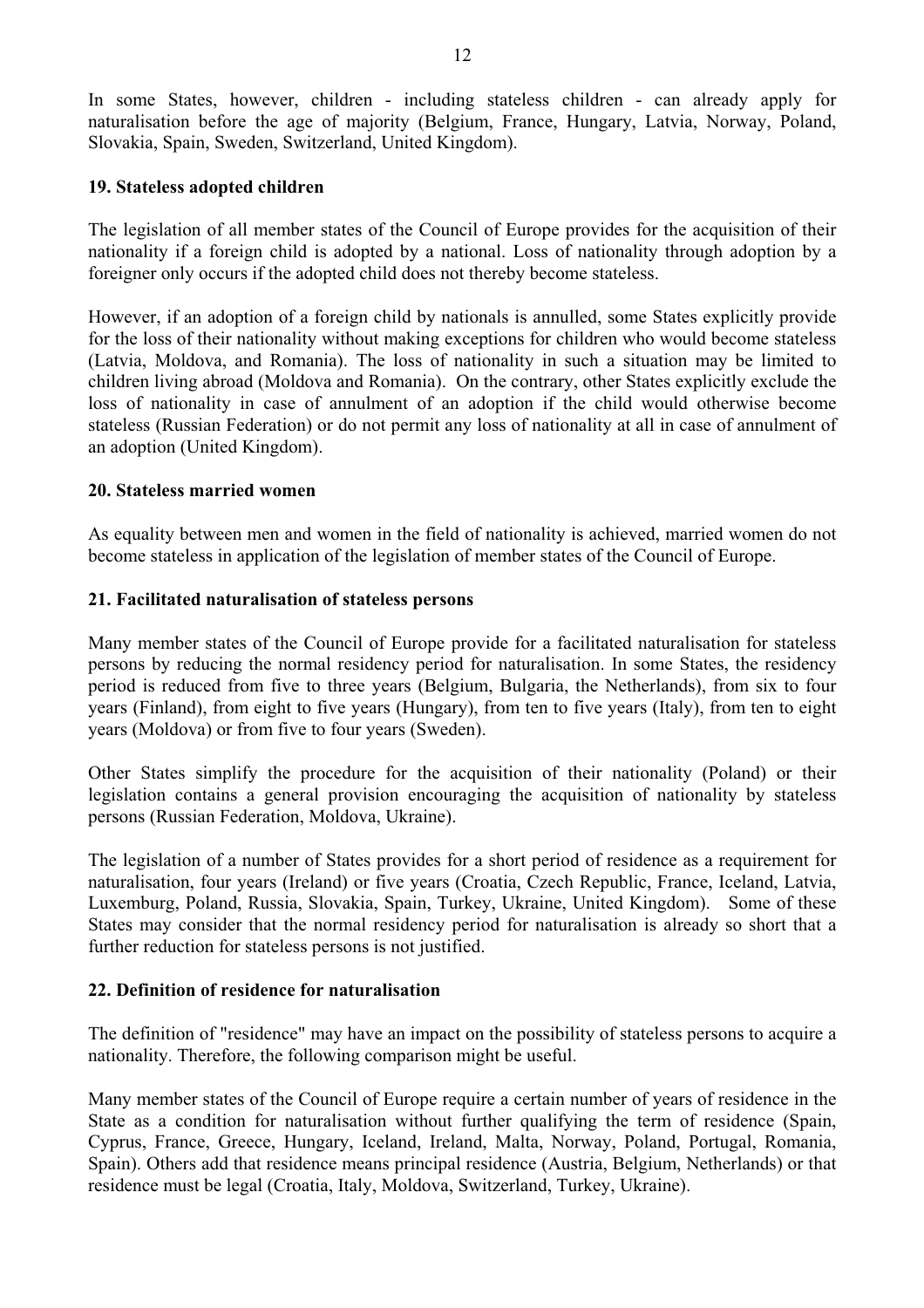In some States, however, children - including stateless children - can already apply for naturalisation before the age of majority (Belgium, France, Hungary, Latvia, Norway, Poland, Slovakia, Spain, Sweden, Switzerland, United Kingdom).

**19. Stateless adopted children**

The legislation of all member states of the Council of Europe provides for the acquisition of their nationality if a foreign child is adopted by a national. Loss of nationality through adoption by a foreigner only occurs if the adopted child does not thereby become stateless.

However, if an adoption of a foreign child by nationals is annulled, some States explicitly provide for the loss of their nationality without making exceptions for children who would become stateless (Latvia, Moldova, and Romania). The loss of nationality in such a situation may be limited to children living abroad (Moldova and Romania). On the contrary, other States explicitly exclude the loss of nationality in case of annulment of an adoption if the child would otherwise become stateless (Russian Federation) or do not permit any loss of nationality at all in case of annulment of an adoption (United Kingdom).

**20. Stateless married women**

As equality between men and women in the field of nationality is achieved, married women do not become stateless in application of the legislation of member states of the Council of Europe.

**21. Facilitated naturalisation of stateless persons**

Many member states of the Council of Europe provide for a facilitated naturalisation for stateless persons by reducing the normal residency period for naturalisation. In some States, the residency period is reduced from five to three years (Belgium, Bulgaria, the Netherlands), from six to four years (Finland), from eight to five years (Hungary), from ten to five years (Italy), from ten to eight years (Moldova) or from five to four years (Sweden).

Other States simplify the procedure for the acquisition of their nationality (Poland) or their legislation contains a general provision encouraging the acquisition of nationality by stateless persons (Russian Federation, Moldova, Ukraine).

The legislation of a number of States provides for a short period of residence as a requirement for naturalisation, four years (Ireland) or five years (Croatia, Czech Republic, France, Iceland, Latvia, Luxemburg, Poland, Russia, Slovakia, Spain, Turkey, Ukraine, United Kingdom). Some of these States may consider that the normal residency period for naturalisation is already so short that a further reduction for stateless persons is not justified.

**22. Definition of residence for naturalisation**

The definition of "residence" may have an impact on the possibility of stateless persons to acquire a nationality. Therefore, the following comparison might be useful.

Many member states of the Council of Europe require a certain number of years of residence in the State as a condition for naturalisation without further qualifying the term of residence (Spain, Cyprus, France, Greece, Hungary, Iceland, Ireland, Malta, Norway, Poland, Portugal, Romania, Spain). Others add that residence means principal residence (Austria, Belgium, Netherlands) or that residence must be legal (Croatia, Italy, Moldova, Switzerland, Turkey, Ukraine).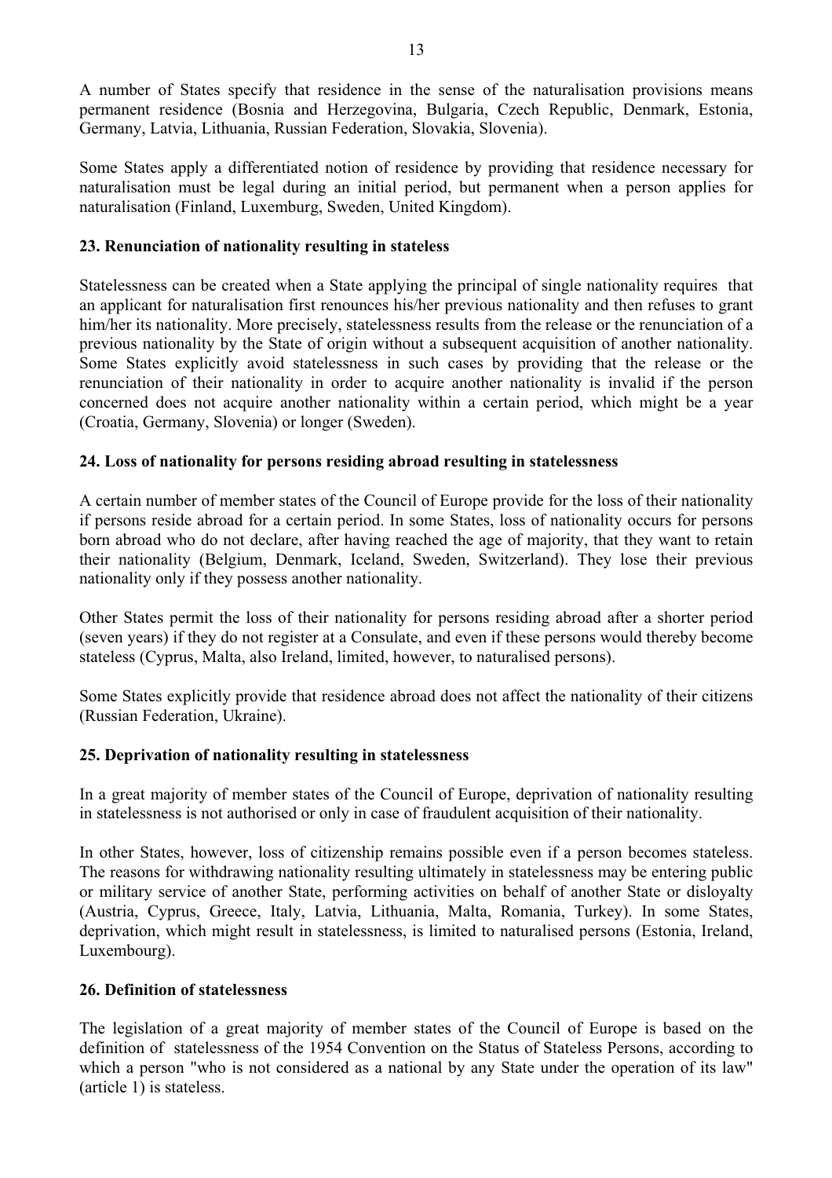A number of States specify that residence in the sense of the naturalisation provisions means permanent residence (Bosnia and Herzegovina, Bulgaria, Czech Republic, Denmark, Estonia, Germany, Latvia, Lithuania, Russian Federation, Slovakia, Slovenia).

Some States apply a differentiated notion of residence by providing that residence necessary for naturalisation must be legal during an initial period, but permanent when a person applies for naturalisation (Finland, Luxemburg, Sweden, United Kingdom).

**23. Renunciation of nationality resulting in stateless**

Statelessness can be created when a State applying the principal of single nationality requires that an applicant for naturalisation first renounces his/her previous nationality and then refuses to grant him/her its nationality. More precisely, statelessness results from the release or the renunciation of a previous nationality by the State of origin without a subsequent acquisition of another nationality. Some States explicitly avoid statelessness in such cases by providing that the release or the renunciation of their nationality in order to acquire another nationality is invalid if the person concerned does not acquire another nationality within a certain period, which might be a year (Croatia, Germany, Slovenia) or longer (Sweden).

**24. Loss of nationality for persons residing abroad resulting in statelessness**

A certain number of member states of the Council of Europe provide for the loss of their nationality if persons reside abroad for a certain period. In some States, loss of nationality occurs for persons born abroad who do not declare, after having reached the age of majority, that they want to retain their nationality (Belgium, Denmark, Iceland, Sweden, Switzerland). They lose their previous nationality only if they possess another nationality.

Other States permit the loss of their nationality for persons residing abroad after a shorter period (seven years) if they do not register at a Consulate, and even if these persons would thereby become stateless (Cyprus, Malta, also Ireland, limited, however, to naturalised persons).

Some States explicitly provide that residence abroad does not affect the nationality of their citizens (Russian Federation, Ukraine).

**25. Deprivation of nationality resulting in statelessness**

In a great majority of member states of the Council of Europe, deprivation of nationality resulting in statelessness is not authorised or only in case of fraudulent acquisition of their nationality.

In other States, however, loss of citizenship remains possible even if a person becomes stateless. The reasons for withdrawing nationality resulting ultimately in statelessness may be entering public or military service of another State, performing activities on behalf of another State or disloyalty (Austria, Cyprus, Greece, Italy, Latvia, Lithuania, Malta, Romania, Turkey). In some States, deprivation, which might result in statelessness, is limited to naturalised persons (Estonia, Ireland, Luxembourg).

**26. Definition of statelessness**

The legislation of a great majority of member states of the Council of Europe is based on the definition of statelessness of the 1954 Convention on the Status of Stateless Persons, according to which a person "who is not considered as a national by any State under the operation of its law" (article 1) is stateless.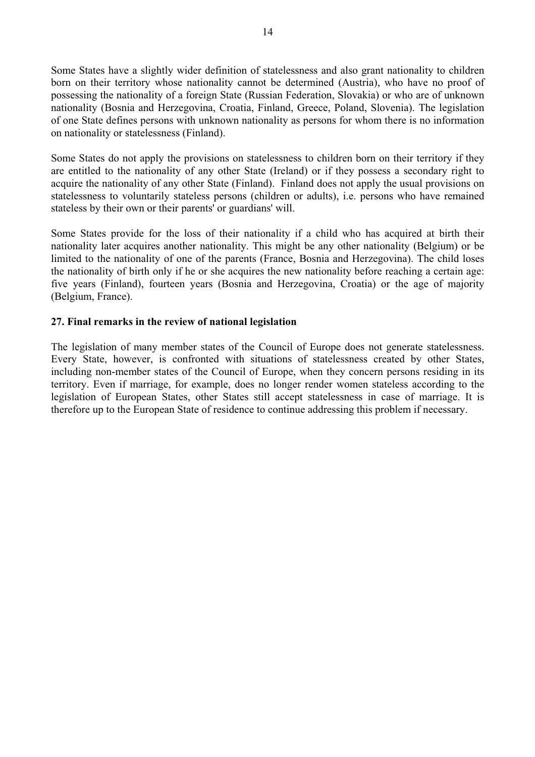Some States have a slightly wider definition of statelessness and also grant nationality to children born on their territory whose nationality cannot be determined (Austria), who have no proof of possessing the nationality of a foreign State (Russian Federation, Slovakia) or who are of unknown nationality (Bosnia and Herzegovina, Croatia, Finland, Greece, Poland, Slovenia). The legislation of one State defines persons with unknown nationality as persons for whom there is no information on nationality or statelessness (Finland).

Some States do not apply the provisions on statelessness to children born on their territory if they are entitled to the nationality of any other State (Ireland) or if they possess a secondary right to acquire the nationality of any other State (Finland). Finland does not apply the usual provisions on statelessness to voluntarily stateless persons (children or adults), i.e. persons who have remained stateless by their own or their parents' or guardians' will.

Some States provide for the loss of their nationality if a child who has acquired at birth their nationality later acquires another nationality. This might be any other nationality (Belgium) or be limited to the nationality of one of the parents (France, Bosnia and Herzegovina). The child loses the nationality of birth only if he or she acquires the new nationality before reaching a certain age: five years (Finland), fourteen years (Bosnia and Herzegovina, Croatia) or the age of majority (Belgium, France).

**27. Final remarks in the review of national legislation**

The legislation of many member states of the Council of Europe does not generate statelessness. Every State, however, is confronted with situations of statelessness created by other States, including non-member states of the Council of Europe, when they concern persons residing in its territory. Even if marriage, for example, does no longer render women stateless according to the legislation of European States, other States still accept statelessness in case of marriage. It is therefore up to the European State of residence to continue addressing this problem if necessary.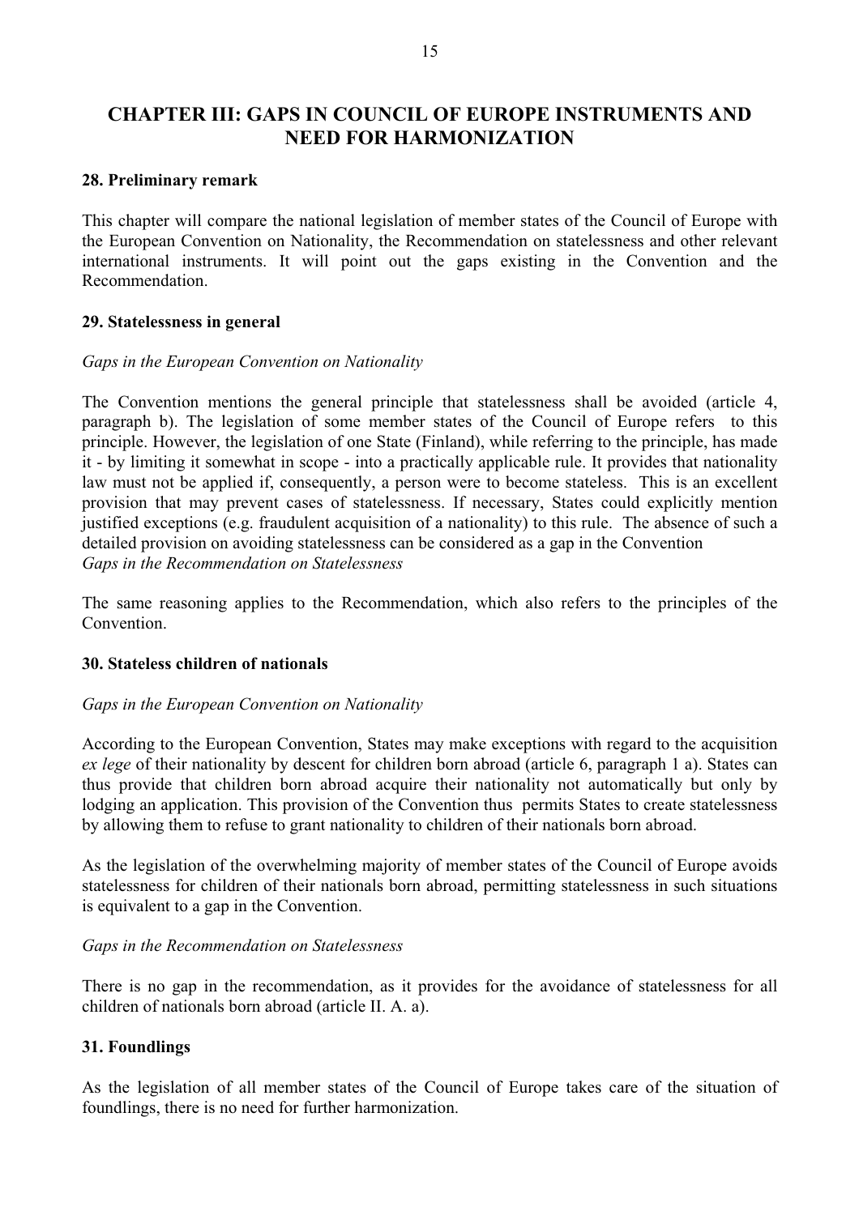# CHAPTER III: GAPS IN COUNCIL OF EUROPE INSTRUMENTS AND NEED FOR HARMONIZATION

### 28. Preliminary remark

This chapter will compare the national legislation of member states of the Council of Europe with the European Convention on Nationality, the Recommendation on statelessness and other relevant international instruments. It will point out the gaps existing in the Convention and the Recommendation.

### 29. Statelessness in general

*Gaps in the European Convention on Nationality*

The Convention mentions the general principle that statelessness shall be avoided (article 4, paragraph b). The legislation of some member states of the Council of Europe refers to this principle. However, the legislation of one State (Finland), while referring to the principle, has made it - by limiting it somewhat in scope - into a practically applicable rule. It provides that nationality law must not be applied if, consequently, a person were to become stateless. This is an excellent provision that may prevent cases of statelessness. If necessary, States could explicitly mention justified exceptions (e.g. fraudulent acquisition of a nationality) to this rule. The absence of such a detailed provision on avoiding statelessness can be considered as a gap in the Convention

*Gaps in the Recommendation on Statelessness*

The same reasoning applies to the Recommendation, which also refers to the principles of the Convention.

### 30. Stateless children of nationals

*Gaps in the European Convention on Nationality*

According to the European Convention, States may make exceptions with regard to the acquisition *ex lege* of their nationality by descent for children born abroad (article 6, paragraph 1 a). States can thus provide that children born abroad acquire their nationality not automatically but only by lodging an application. This provision of the Convention thus permits States to create statelessness by allowing them to refuse to grant nationality to children of their nationals born abroad.

As the legislation of the overwhelming majority of member states of the Council of Europe avoids statelessness for children of their nationals born abroad, permitting statelessness in such situations is equivalent to a gap in the Convention.

*Gaps in the Recommendation on Statelessness*

There is no gap in the recommendation, as it provides for the avoidance of statelessness for all children of nationals born abroad (article II. A. a).

### 31. Foundlings

As the legislation of all member states of the Council of Europe takes care of the situation of foundlings, there is no need for further harmonization.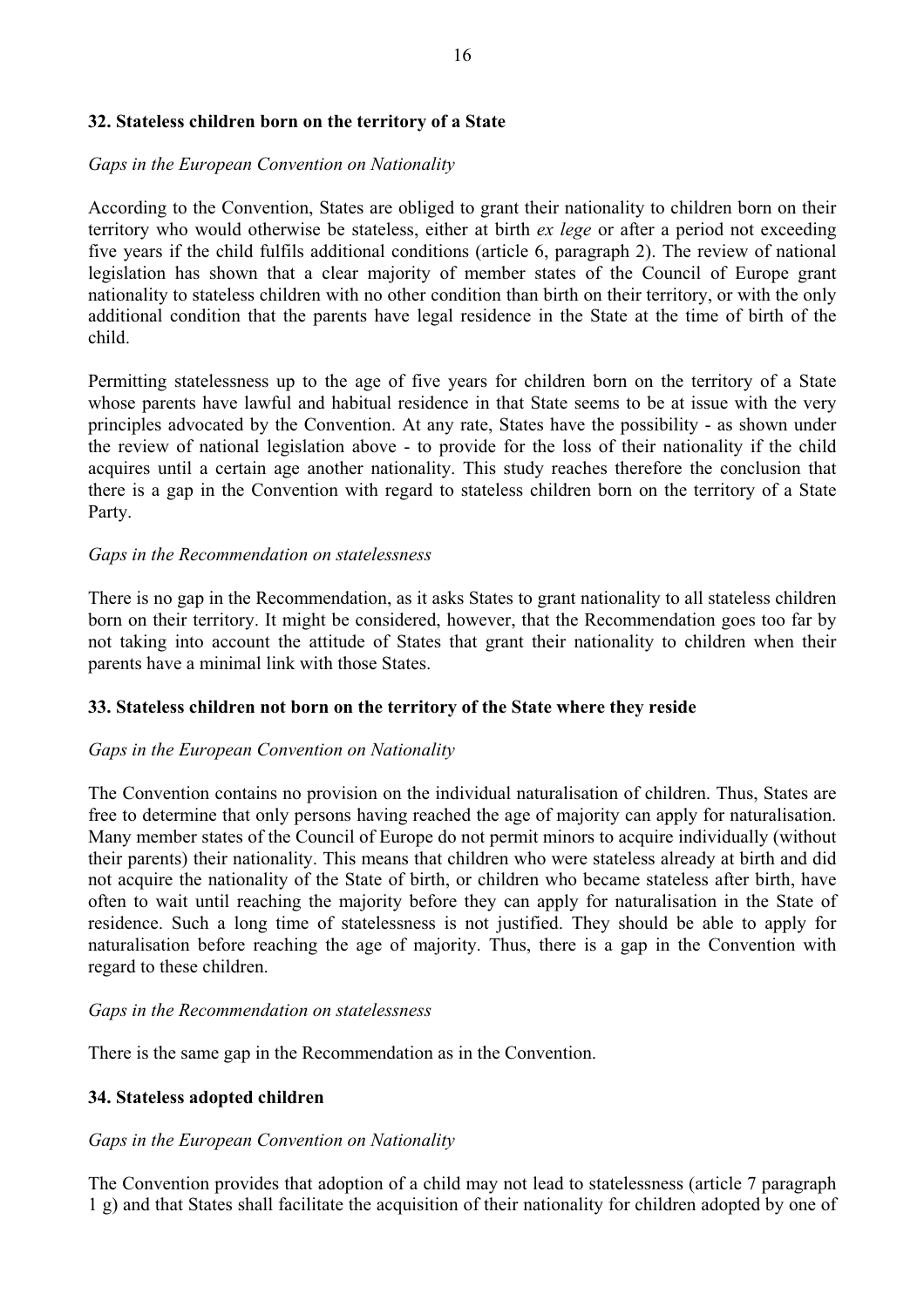### 32. Stateless children born on the territory of a State

*Gaps in the European Convention on Nationality*

According to the Convention, States are obliged to grant their nationality to children born on their territory who would otherwise be stateless, either at birth *ex lege* or after a period not exceeding five years if the child fulfils additional conditions (article 6, paragraph 2). The review of national legislation has shown that a clear majority of member states of the Council of Europe grant nationality to stateless children with no other condition than birth on their territory, or with the only additional condition that the parents have legal residence in the State at the time of birth of the child.

Permitting statelessness up to the age of five years for children born on the territory of a State whose parents have lawful and habitual residence in that State seems to be at issue with the very principles advocated by the Convention. At any rate, States have the possibility - as shown under the review of national legislation above - to provide for the loss of their nationality if the child acquires until a certain age another nationality. This study reaches therefore the conclusion that there is a gap in the Convention with regard to stateless children born on the territory of a State Party.

*Gaps in the Recommendation on statelessness*

There is no gap in the Recommendation, as it asks States to grant nationality to all stateless children born on their territory. It might be considered, however, that the Recommendation goes too far by not taking into account the attitude of States that grant their nationality to children when their parents have a minimal link with those States.

### 33. Stateless children not born on the territory of the State where they reside

*Gaps in the European Convention on Nationality*

The Convention contains no provision on the individual naturalisation of children. Thus, States are free to determine that only persons having reached the age of majority can apply for naturalisation. Many member states of the Council of Europe do not permit minors to acquire individually (without their parents) their nationality. This means that children who were stateless already at birth and did not acquire the nationality of the State of birth, or children who became stateless after birth, have often to wait until reaching the majority before they can apply for naturalisation in the State of residence. Such a long time of statelessness is not justified. They should be able to apply for naturalisation before reaching the age of majority. Thus, there is a gap in the Convention with regard to these children.

*Gaps in the Recommendation on statelessness*

There is the same gap in the Recommendation as in the Convention.

### 34. Stateless adopted children

*Gaps in the European Convention on Nationality*

The Convention provides that adoption of a child may not lead to statelessness (article 7 paragraph 1 g) and that States shall facilitate the acquisition of their nationality for children adopted by one of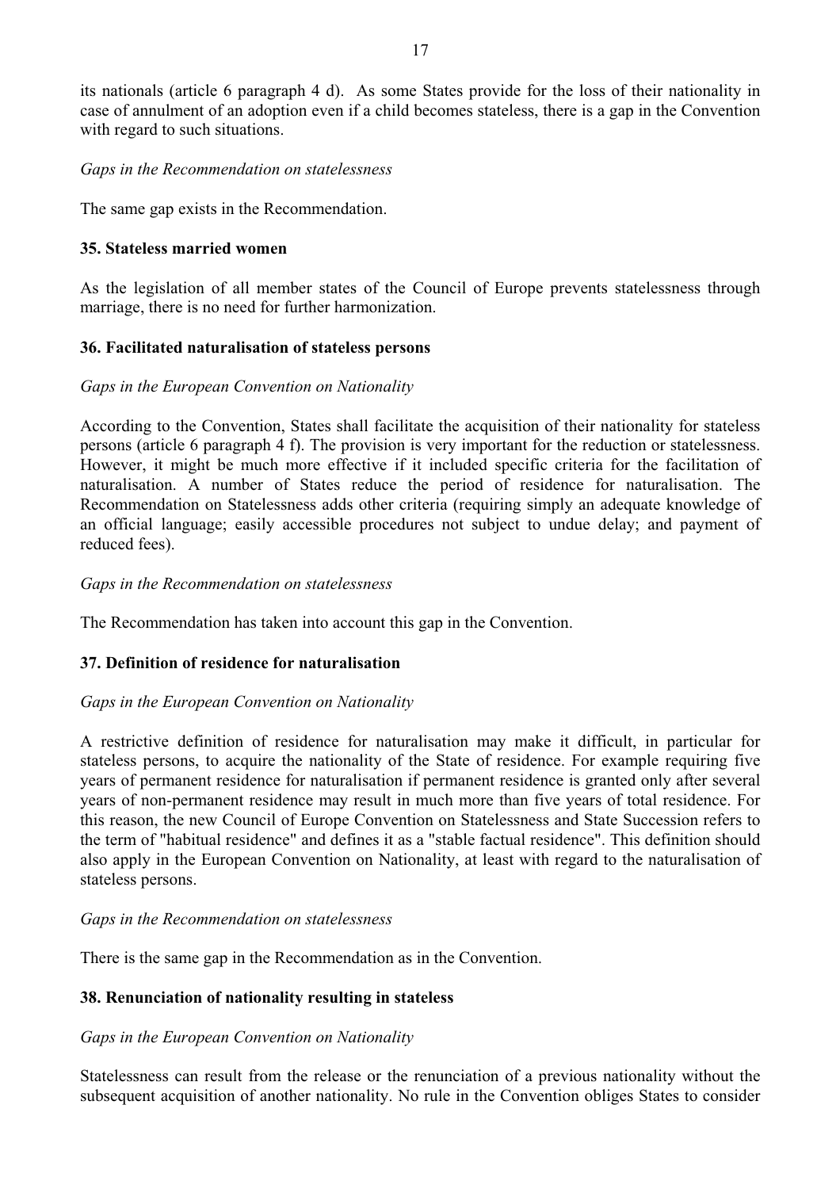its nationals (article 6 paragraph 4 d). As some States provide for the loss of their nationality in case of annulment of an adoption even if a child becomes stateless, there is a gap in the Convention with regard to such situations.

*Gaps in the Recommendation on statelessness*

The same gap exists in the Recommendation.

**35. Stateless married women**

As the legislation of all member states of the Council of Europe prevents statelessness through marriage, there is no need for further harmonization.

**36. Facilitated naturalisation of stateless persons**

*Gaps in the European Convention on Nationality*

According to the Convention, States shall facilitate the acquisition of their nationality for stateless persons (article 6 paragraph 4 f). The provision is very important for the reduction or statelessness. However, it might be much more effective if it included specific criteria for the facilitation of naturalisation. A number of States reduce the period of residence for naturalisation. The Recommendation on Statelessness adds other criteria (requiring simply an adequate knowledge of an official language; easily accessible procedures not subject to undue delay; and payment of reduced fees).

*Gaps in the Recommendation on statelessness*

The Recommendation has taken into account this gap in the Convention.

**37. Definition of residence for naturalisation**

*Gaps in the European Convention on Nationality*

A restrictive definition of residence for naturalisation may make it difficult, in particular for stateless persons, to acquire the nationality of the State of residence. For example requiring five years of permanent residence for naturalisation if permanent residence is granted only after several years of non-permanent residence may result in much more than five years of total residence. For this reason, the new Council of Europe Convention on Statelessness and State Succession refers to the term of "habitual residence" and defines it as a "stable factual residence". This definition should also apply in the European Convention on Nationality, at least with regard to the naturalisation of stateless persons.

*Gaps in the Recommendation on statelessness*

There is the same gap in the Recommendation as in the Convention.

**38. Renunciation of nationality resulting in stateless**

*Gaps in the European Convention on Nationality*

Statelessness can result from the release or the renunciation of a previous nationality without the subsequent acquisition of another nationality. No rule in the Convention obliges States to consider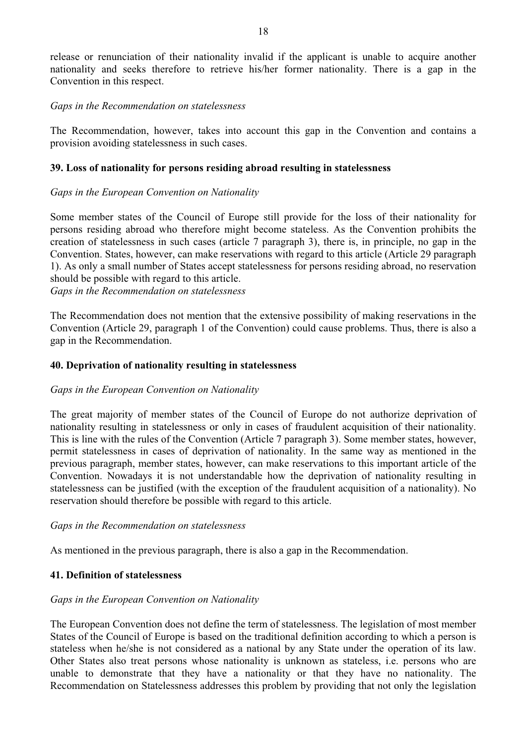release or renunciation of their nationality invalid if the applicant is unable to acquire another nationality and seeks therefore to retrieve his/her former nationality. There is a gap in the Convention in this respect.

*Gaps in the Recommendation on statelessness*

The Recommendation, however, takes into account this gap in the Convention and contains a provision avoiding statelessness in such cases.

**39. Loss of nationality for persons residing abroad resulting in statelessness**

*Gaps in the European Convention on Nationality*

Some member states of the Council of Europe still provide for the loss of their nationality for persons residing abroad who therefore might become stateless. As the Convention prohibits the creation of statelessness in such cases (article 7 paragraph 3), there is, in principle, no gap in the Convention. States, however, can make reservations with regard to this article (Article 29 paragraph 1). As only a small number of States accept statelessness for persons residing abroad, no reservation should be possible with regard to this article.

*Gaps in the Recommendation on statelessness*

The Recommendation does not mention that the extensive possibility of making reservations in the Convention (Article 29, paragraph 1 of the Convention) could cause problems. Thus, there is also a gap in the Recommendation.

**40. Deprivation of nationality resulting in statelessness**

*Gaps in the European Convention on Nationality*

The great majority of member states of the Council of Europe do not authorize deprivation of nationality resulting in statelessness or only in cases of fraudulent acquisition of their nationality. This is line with the rules of the Convention (Article 7 paragraph 3). Some member states, however, permit statelessness in cases of deprivation of nationality. In the same way as mentioned in the previous paragraph, member states, however, can make reservations to this important article of the Convention. Nowadays it is not understandable how the deprivation of nationality resulting in statelessness can be justified (with the exception of the fraudulent acquisition of a nationality). No reservation should therefore be possible with regard to this article.

*Gaps in the Recommendation on statelessness*

As mentioned in the previous paragraph, there is also a gap in the Recommendation.

**41. Definition of statelessness**

*Gaps in the European Convention on Nationality*

The European Convention does not define the term of statelessness. The legislation of most member States of the Council of Europe is based on the traditional definition according to which a person is stateless when he/she is not considered as a national by any State under the operation of its law. Other States also treat persons whose nationality is unknown as stateless, i.e. persons who are unable to demonstrate that they have a nationality or that they have no nationality. The Recommendation on Statelessness addresses this problem by providing that not only the legislation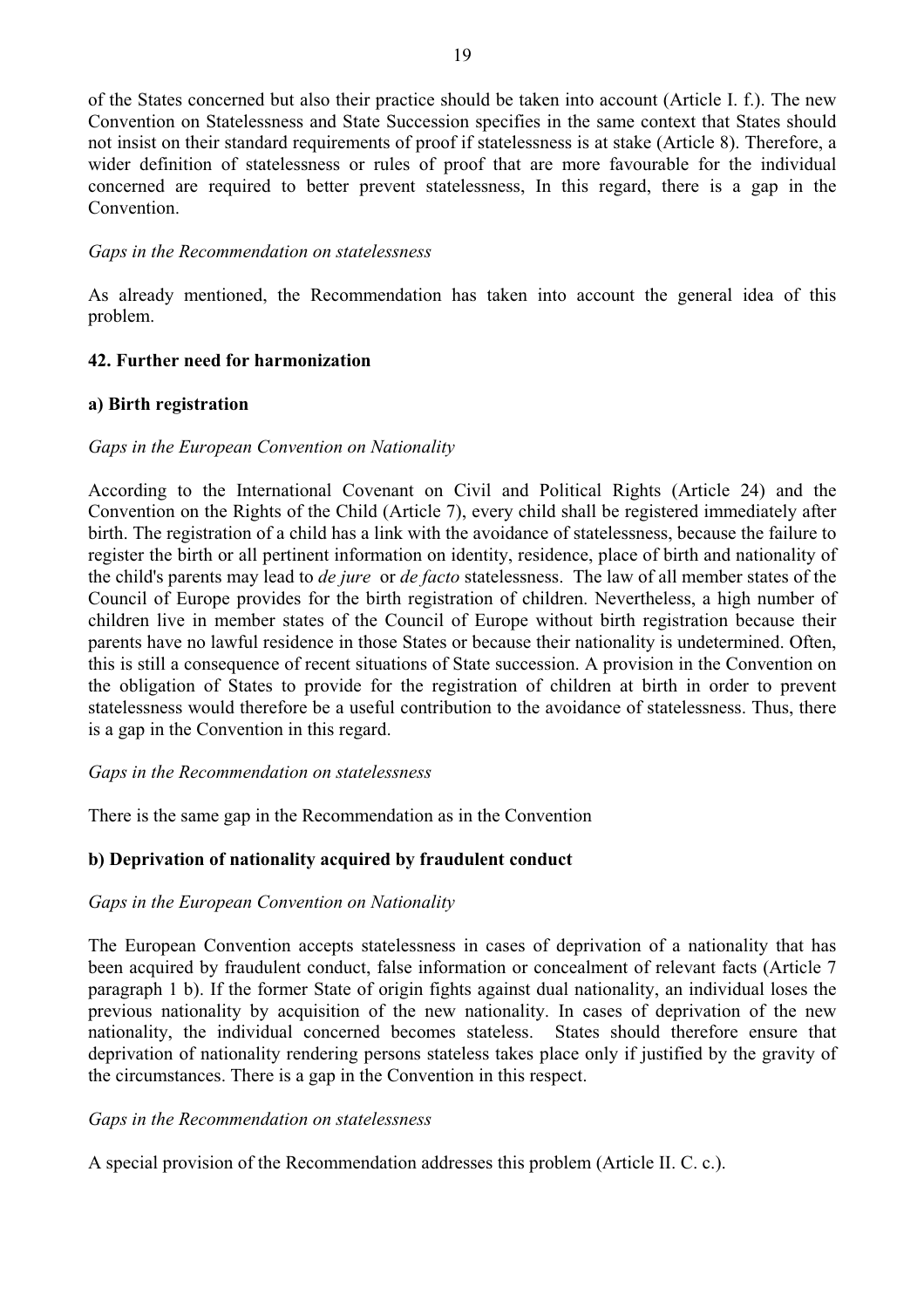of the States concerned but also their practice should be taken into account (Article I. f.). The new Convention on Statelessness and State Succession specifies in the same context that States should not insist on their standard requirements of proof if statelessness is at stake (Article 8). Therefore, a wider definition of statelessness or rules of proof that are more favourable for the individual concerned are required to better prevent statelessness, In this regard, there is a gap in the Convention.

*Gaps in the Recommendation on statelessness*

As already mentioned, the Recommendation has taken into account the general idea of this problem.

### 42. Further need for harmonization

#### a) Birth registration

*Gaps in the European Convention on Nationality*

According to the International Covenant on Civil and Political Rights (Article 24) and the Convention on the Rights of the Child (Article 7), every child shall be registered immediately after birth. The registration of a child has a link with the avoidance of statelessness, because the failure to register the birth or all pertinent information on identity, residence, place of birth and nationality of the child's parents may lead to *de jure* or *de facto* statelessness. The law of all member states of the Council of Europe provides for the birth registration of children. Nevertheless, a high number of children live in member states of the Council of Europe without birth registration because their parents have no lawful residence in those States or because their nationality is undetermined. Often, this is still a consequence of recent situations of State succession. A provision in the Convention on the obligation of States to provide for the registration of children at birth in order to prevent statelessness would therefore be a useful contribution to the avoidance of statelessness. Thus, there is a gap in the Convention in this regard.

*Gaps in the Recommendation on statelessness*

There is the same gap in the Recommendation as in the Convention

#### b) Deprivation of nationality acquired by fraudulent conduct

*Gaps in the European Convention on Nationality*

The European Convention accepts statelessness in cases of deprivation of a nationality that has been acquired by fraudulent conduct, false information or concealment of relevant facts (Article 7 paragraph 1 b). If the former State of origin fights against dual nationality, an individual loses the previous nationality by acquisition of the new nationality. In cases of deprivation of the new nationality, the individual concerned becomes stateless. States should therefore ensure that deprivation of nationality rendering persons stateless takes place only if justified by the gravity of the circumstances. There is a gap in the Convention in this respect.

*Gaps in the Recommendation on statelessness*

A special provision of the Recommendation addresses this problem (Article II. C. c.).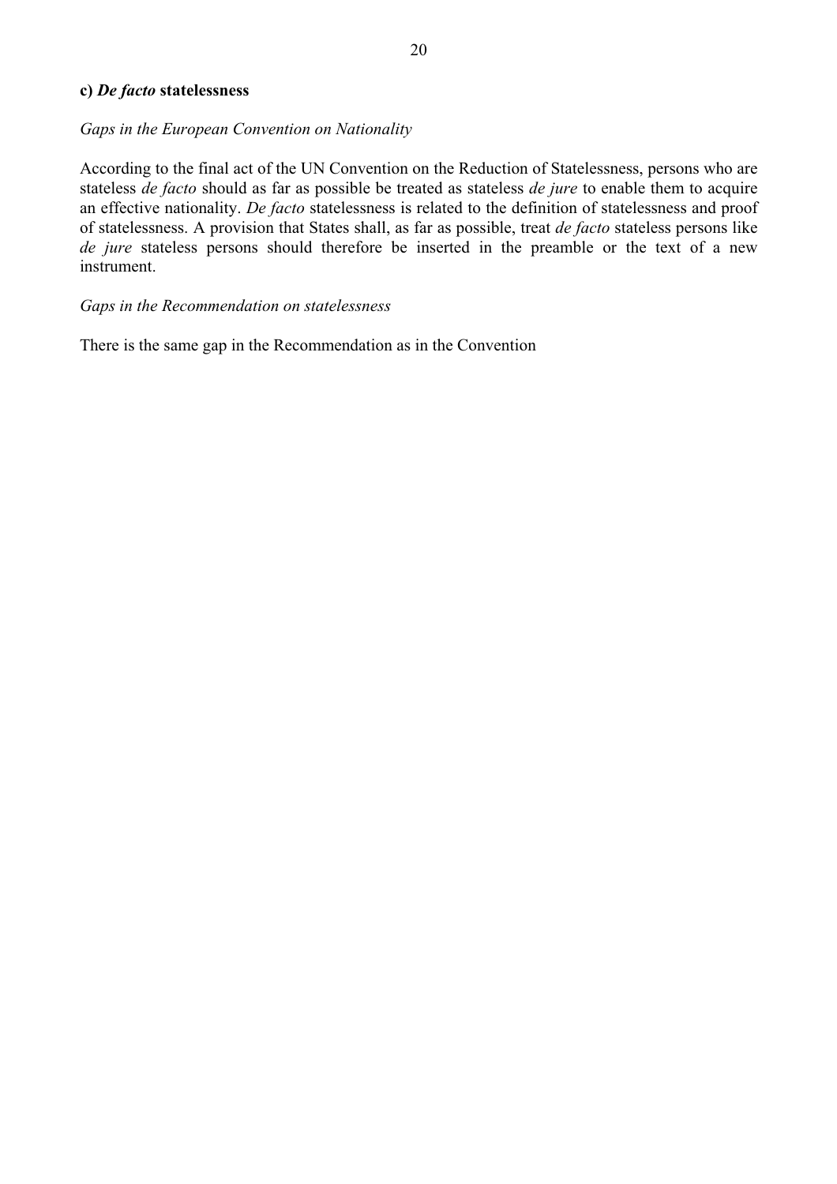**c) *De facto* statelessness**

*Gaps in the European Convention on Nationality*

According to the final act of the UN Convention on the Reduction of Statelessness, persons who are stateless *de facto* should as far as possible be treated as stateless *de jure* to enable them to acquire an effective nationality. *De facto* statelessness is related to the definition of statelessness and proof of statelessness. A provision that States shall, as far as possible, treat *de facto* stateless persons like *de jure* stateless persons should therefore be inserted in the preamble or the text of a new instrument.

*Gaps in the Recommendation on statelessness*

There is the same gap in the Recommendation as in the Convention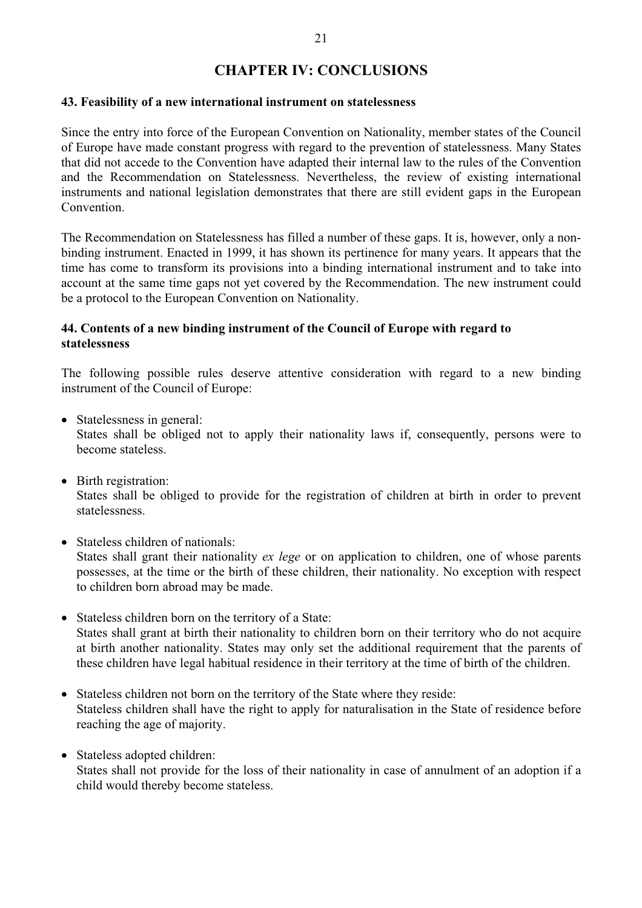# CHAPTER IV: CONCLUSIONS

### 43. Feasibility of a new international instrument on statelessness

Since the entry into force of the European Convention on Nationality, member states of the Council of Europe have made constant progress with regard to the prevention of statelessness. Many States that did not accede to the Convention have adapted their internal law to the rules of the Convention and the Recommendation on Statelessness. Nevertheless, the review of existing international instruments and national legislation demonstrates that there are still evident gaps in the European Convention.

The Recommendation on Statelessness has filled a number of these gaps. It is, however, only a non-binding instrument. Enacted in 1999, it has shown its pertinence for many years. It appears that the time has come to transform its provisions into a binding international instrument and to take into account at the same time gaps not yet covered by the Recommendation. The new instrument could be a protocol to the European Convention on Nationality.

### 44. Contents of a new binding instrument of the Council of Europe with regard to statelessness

The following possible rules deserve attentive consideration with regard to a new binding instrument of the Council of Europe:

- Statelessness in general:
  States shall be obliged not to apply their nationality laws if, consequently, persons were to become stateless.

- Birth registration:
  States shall be obliged to provide for the registration of children at birth in order to prevent statelessness.

- Stateless children of nationals:
  States shall grant their nationality *ex lege* or on application to children, one of whose parents possesses, at the time or the birth of these children, their nationality. No exception with respect to children born abroad may be made.

- Stateless children born on the territory of a State:
  States shall grant at birth their nationality to children born on their territory who do not acquire at birth another nationality. States may only set the additional requirement that the parents of these children have legal habitual residence in their territory at the time of birth of the children.

- Stateless children not born on the territory of the State where they reside:
  Stateless children shall have the right to apply for naturalisation in the State of residence before reaching the age of majority.

- Stateless adopted children:
  States shall not provide for the loss of their nationality in case of annulment of an adoption if a child would thereby become stateless.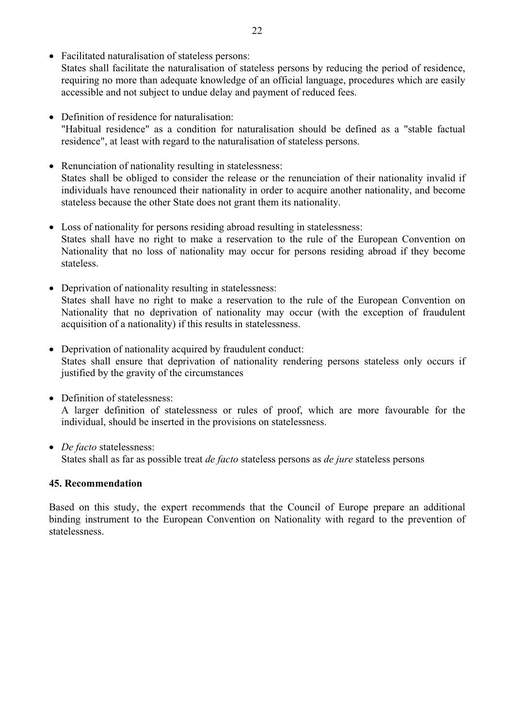- Facilitated naturalisation of stateless persons:
  States shall facilitate the naturalisation of stateless persons by reducing the period of residence, requiring no more than adequate knowledge of an official language, procedures which are easily accessible and not subject to undue delay and payment of reduced fees.

- Definition of residence for naturalisation:
  "Habitual residence" as a condition for naturalisation should be defined as a "stable factual residence", at least with regard to the naturalisation of stateless persons.

- Renunciation of nationality resulting in statelessness:
  States shall be obliged to consider the release or the renunciation of their nationality invalid if individuals have renounced their nationality in order to acquire another nationality, and become stateless because the other State does not grant them its nationality.

- Loss of nationality for persons residing abroad resulting in statelessness:
  States shall have no right to make a reservation to the rule of the European Convention on Nationality that no loss of nationality may occur for persons residing abroad if they become stateless.

- Deprivation of nationality resulting in statelessness:
  States shall have no right to make a reservation to the rule of the European Convention on Nationality that no deprivation of nationality may occur (with the exception of fraudulent acquisition of a nationality) if this results in statelessness.

- Deprivation of nationality acquired by fraudulent conduct:
  States shall ensure that deprivation of nationality rendering persons stateless only occurs if justified by the gravity of the circumstances

- Definition of statelessness:
  A larger definition of statelessness or rules of proof, which are more favourable for the individual, should be inserted in the provisions on statelessness.

- *De facto* statelessness:
  States shall as far as possible treat *de facto* stateless persons as *de jure* stateless persons

**45. Recommendation**

Based on this study, the expert recommends that the Council of Europe prepare an additional binding instrument to the European Convention on Nationality with regard to the prevention of statelessness.